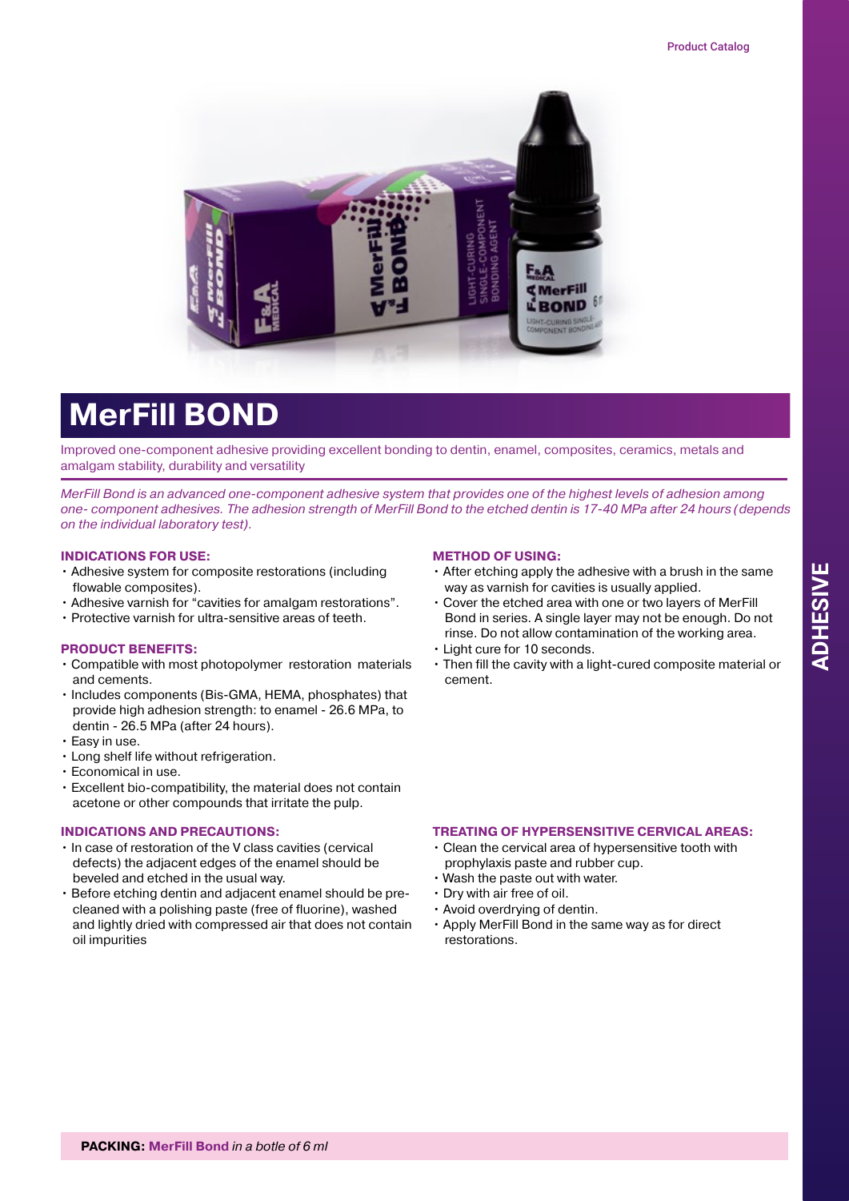# MerFill BOND

Improved one-component adhesive providing excellent bonding to dentin, enamel, composites, ceramics, metals and amalgam stability, durability and versatility

*MerFill Bond is an advanced one-component adhesive system that provides one of the highest levels of adhesion among one- component adhesives. The adhesion strength of MerFill Bond to the etched dentin is 17-40 MPa after 24 hours (depends on the individual laboratory test).*

### INDICATIONS FOR USE:

- Adhesive system for composite restorations (including flowable composites).
- Adhesive varnish for "cavities for amalgam restorations".
- Protective varnish for ultra-sensitive areas of teeth.

### PRODUCT BENEFITS:

- Compatible with most photopolymer restoration materials and cements.
- Includes components (Bis-GMA, HEMA, phosphates) that provide high adhesion strength: to enamel - 26.6 MPa, to dentin - 26.5 MPa (after 24 hours).
- Easy in use.
- Long shelf life without refrigeration.
- Economical in use.
- Excellent bio-compatibility, the material does not contain acetone or other compounds that irritate the pulp.

### INDICATIONS AND PRECAUTIONS:

- In case of restoration of the V class cavities (cervical defects) the adjacent edges of the enamel should be beveled and etched in the usual way.
- Before etching dentin and adjacent enamel should be pre-cleaned with a polishing paste (free of fluorine), washed and lightly dried with compressed air that does not contain oil impurities

### METHOD OF USING:

- After etching apply the adhesive with a brush in the same way as varnish for cavities is usually applied.
- Cover the etched area with one or two layers of MerFill Bond in series. A single layer may not be enough. Do not rinse. Do not allow contamination of the working area.
- Light cure for 10 seconds.
- Then fill the cavity with a light-cured composite material or cement.

### TREATING OF HYPERSENSITIVE CERVICAL AREAS:

- Clean the cervical area of hypersensitive tooth with prophylaxis paste and rubber cup.
- Wash the paste out with water.
- Dry with air free of oil.
- Avoid overdrying of dentin.
- Apply MerFill Bond in the same way as for direct restorations.

**PACKING:** **MerFill Bond** *in a botle of 6 ml*